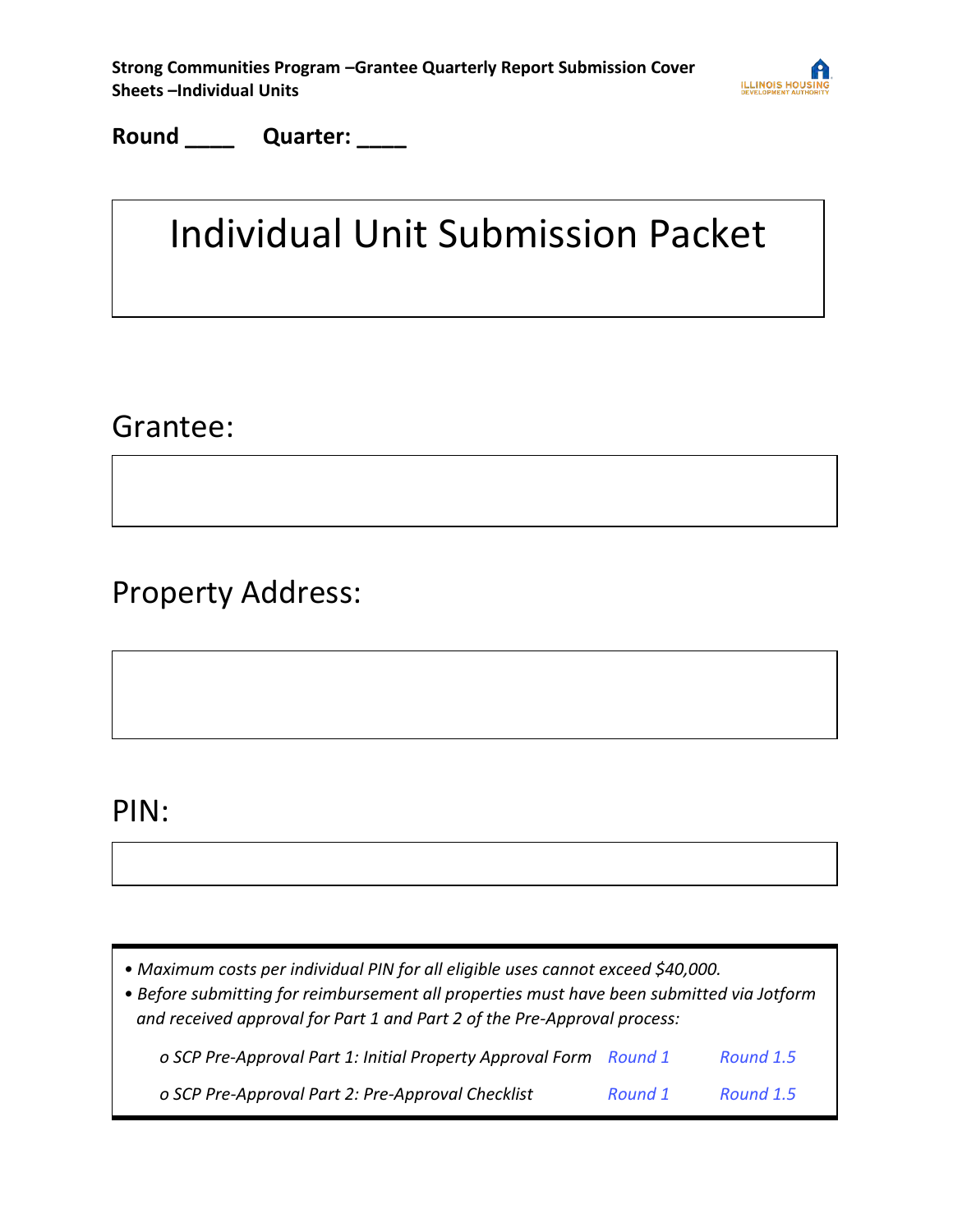**Strong Communities Program –Grantee Quarterly Report Submission Cover Sheets –Individual Units**

**Round ____ Quarter: ____**

# Individual Unit Submission Packet

## Grantee:

## Property Address:

## PIN:

- *Maximum costs per individual PIN for all eligible uses cannot exceed $40,000.*
- *Before submitting for reimbursement all properties must have been submitted via Jotform and received approval for Part 1 and Part 2 of the Pre-Approval process:*
    - *SCP Pre-Approval Part 1: Initial Property Approval Form* *Round 1* *Round 1.5*
    - *SCP Pre-Approval Part 2: Pre-Approval Checklist* *Round 1* *Round 1.5*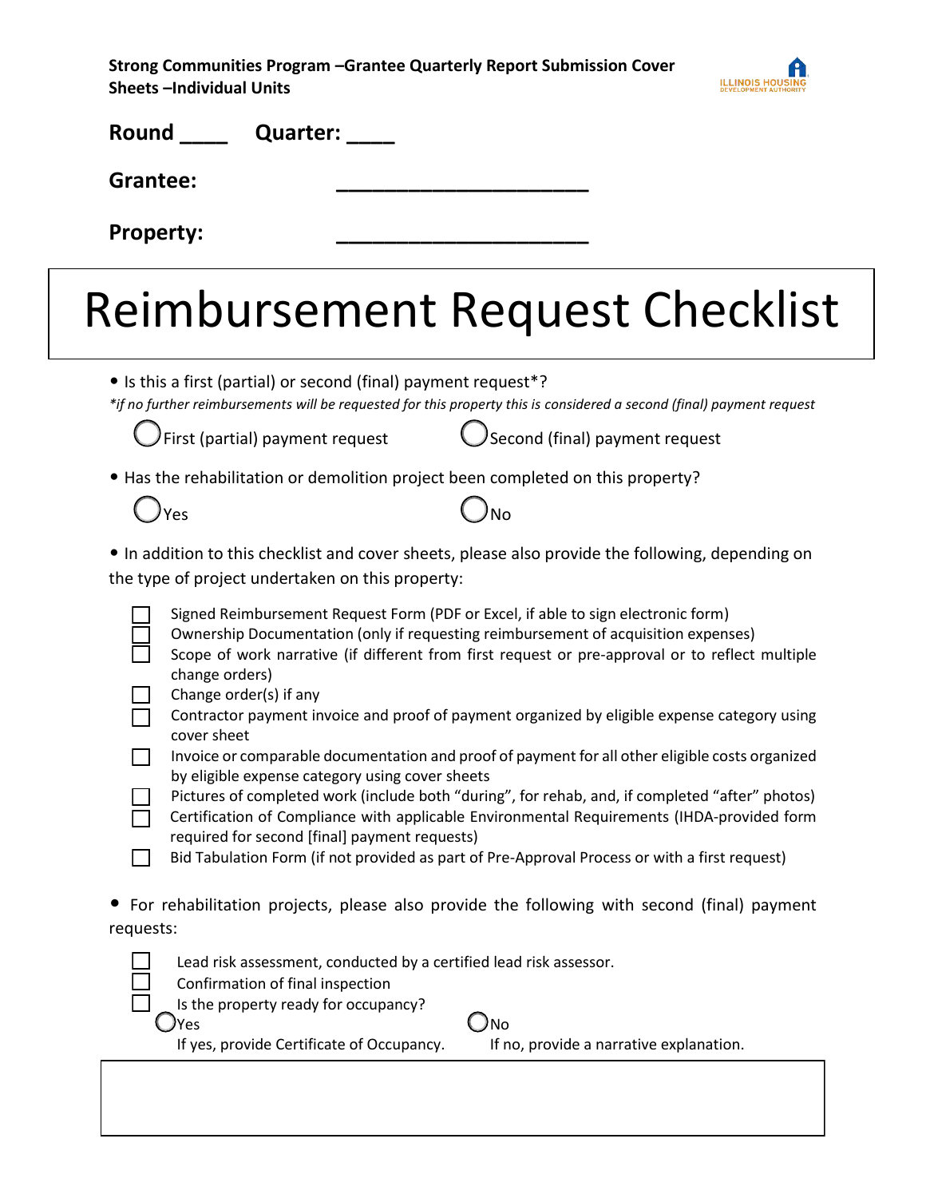**Strong Communities Program –Grantee Quarterly Report Submission Cover Sheets –Individual Units**

**Round ____ Quarter: ____**

**Grantee:** ____________________

**Property:** ____________________

# Reimbursement Request Checklist

- Is this a first (partial) or second (final) payment request*?

*\*if no further reimbursements will be requested for this property this is considered a second (final) payment request*

○ First (partial) payment request ○ Second (final) payment request

- Has the rehabilitation or demolition project been completed on this property?

○ Yes ○ No

- In addition to this checklist and cover sheets, please also provide the following, depending on the type of project undertaken on this property:

- [ ] Signed Reimbursement Request Form (PDF or Excel, if able to sign electronic form)
- [ ] Ownership Documentation (only if requesting reimbursement of acquisition expenses)
- [ ] Scope of work narrative (if different from first request or pre-approval or to reflect multiple change orders)
- [ ] Change order(s) if any
- [ ] Contractor payment invoice and proof of payment organized by eligible expense category using cover sheet
- [ ] Invoice or comparable documentation and proof of payment for all other eligible costs organized by eligible expense category using cover sheets
- [ ] Pictures of completed work (include both "during", for rehab, and, if completed "after" photos)
- [ ] Certification of Compliance with applicable Environmental Requirements (IHDA-provided form required for second [final] payment requests)
- [ ] Bid Tabulation Form (if not provided as part of Pre-Approval Process or with a first request)

- For rehabilitation projects, please also provide the following with second (final) payment requests:

- [ ] Lead risk assessment, conducted by a certified lead risk assessor.
- [ ] Confirmation of final inspection
- [ ] Is the property ready for occupancy?

○ Yes ○ No

If yes, provide Certificate of Occupancy. If no, provide a narrative explanation.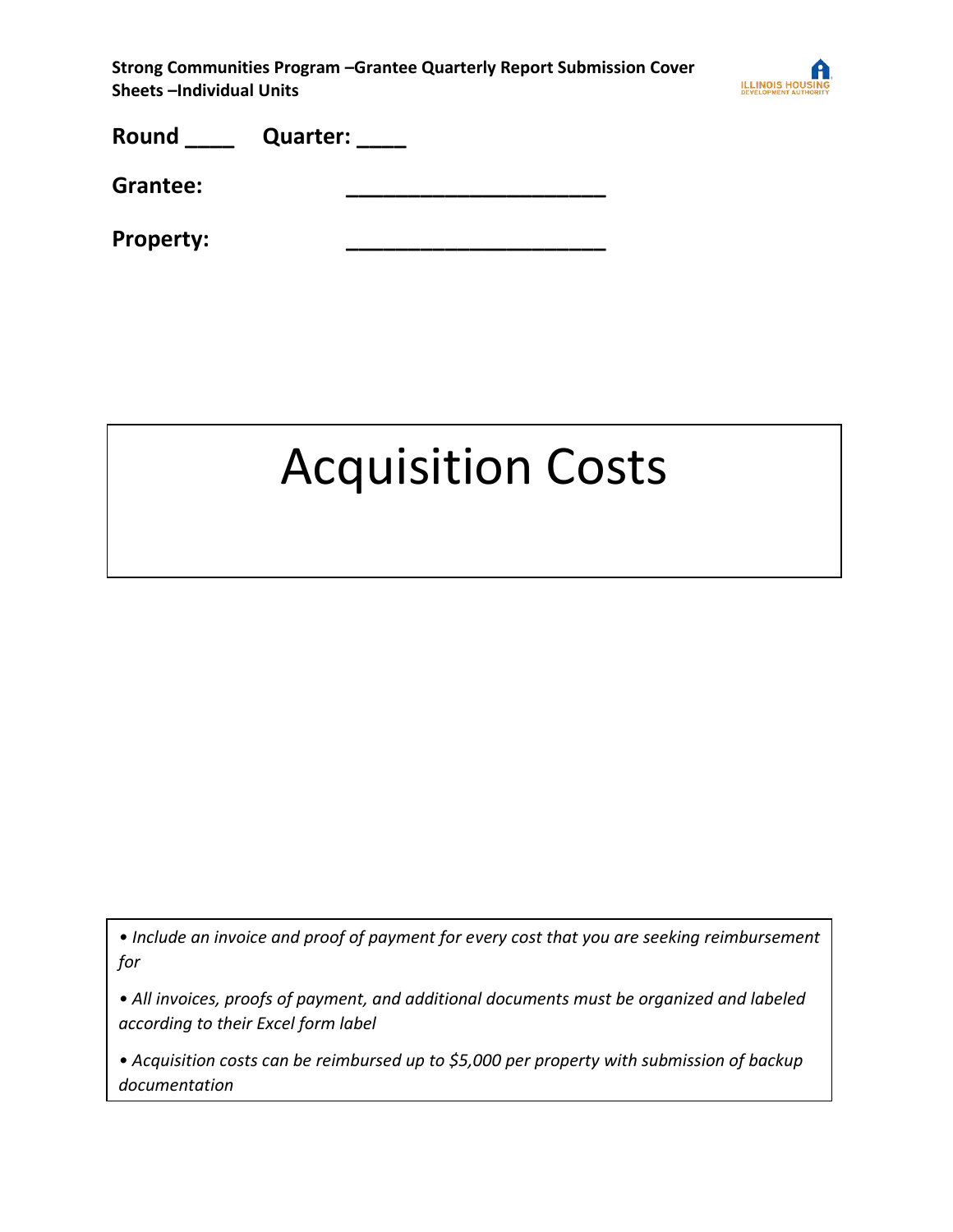**Strong Communities Program –Grantee Quarterly Report Submission Cover Sheets –Individual Units**

**Round ____ Quarter: ____**

**Grantee:** ____________________

**Property:** ____________________

# Acquisition Costs

- *Include an invoice and proof of payment for every cost that you are seeking reimbursement for*
- *All invoices, proofs of payment, and additional documents must be organized and labeled according to their Excel form label*
- *Acquisition costs can be reimbursed up to $5,000 per property with submission of backup documentation*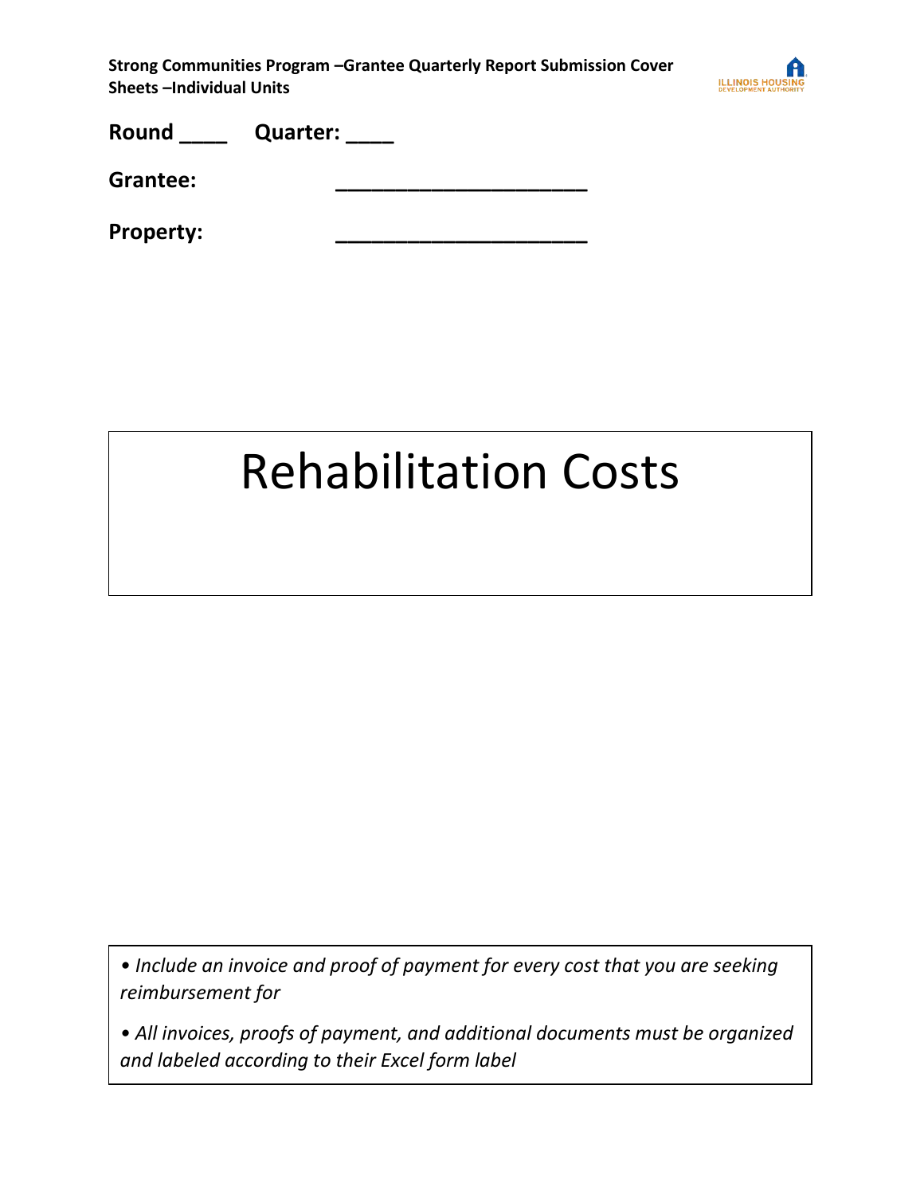**Strong Communities Program –Grantee Quarterly Report Submission Cover Sheets –Individual Units**

**Round ____ Quarter: ____**

**Grantee:** ____________________

**Property:** ____________________

# Rehabilitation Costs

- *Include an invoice and proof of payment for every cost that you are seeking reimbursement for*
- *All invoices, proofs of payment, and additional documents must be organized and labeled according to their Excel form label*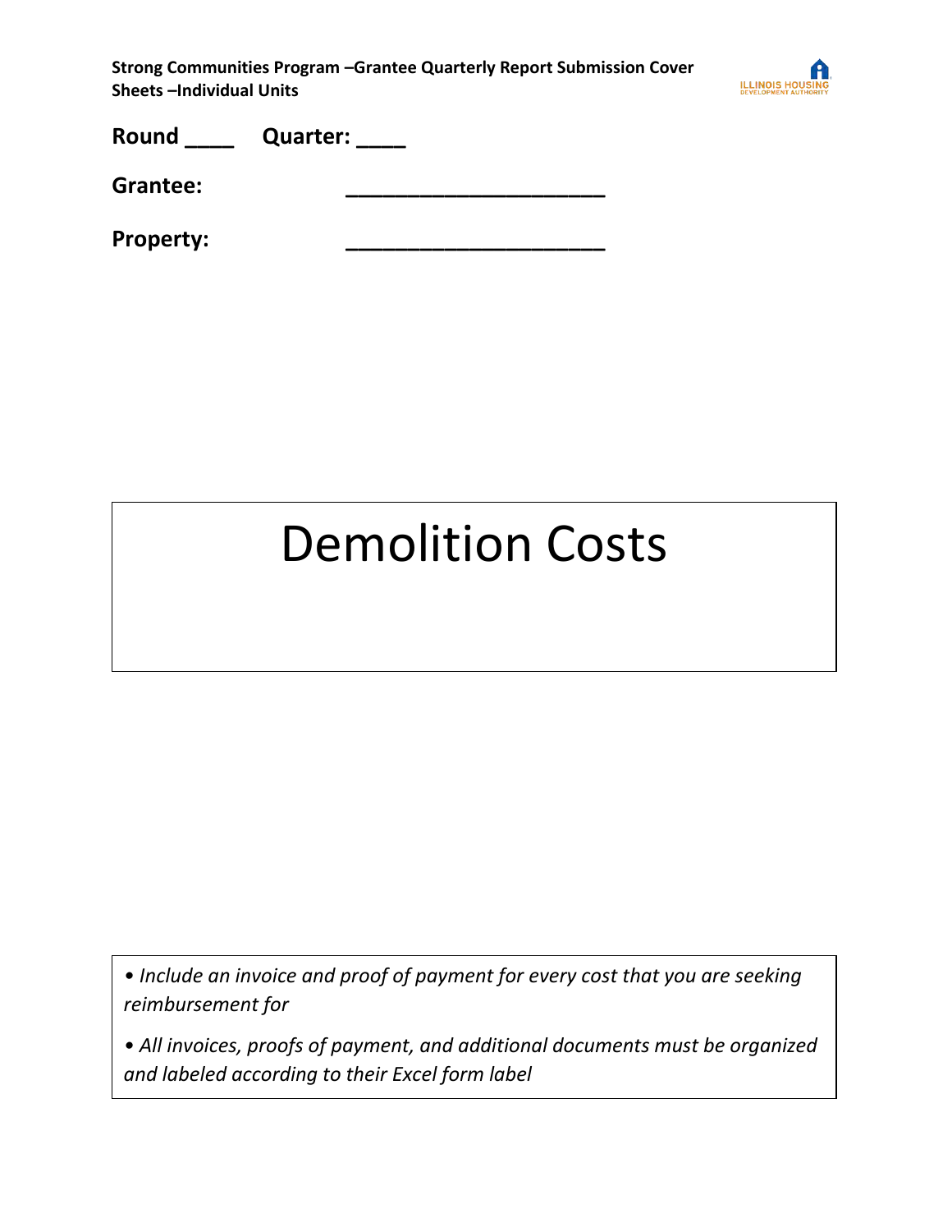**Strong Communities Program –Grantee Quarterly Report Submission Cover Sheets –Individual Units**

**Round ____ Quarter: ____**

**Grantee: ____________________**

**Property: ____________________**

# Demolition Costs

• *Include an invoice and proof of payment for every cost that you are seeking reimbursement for*

• *All invoices, proofs of payment, and additional documents must be organized and labeled according to their Excel form label*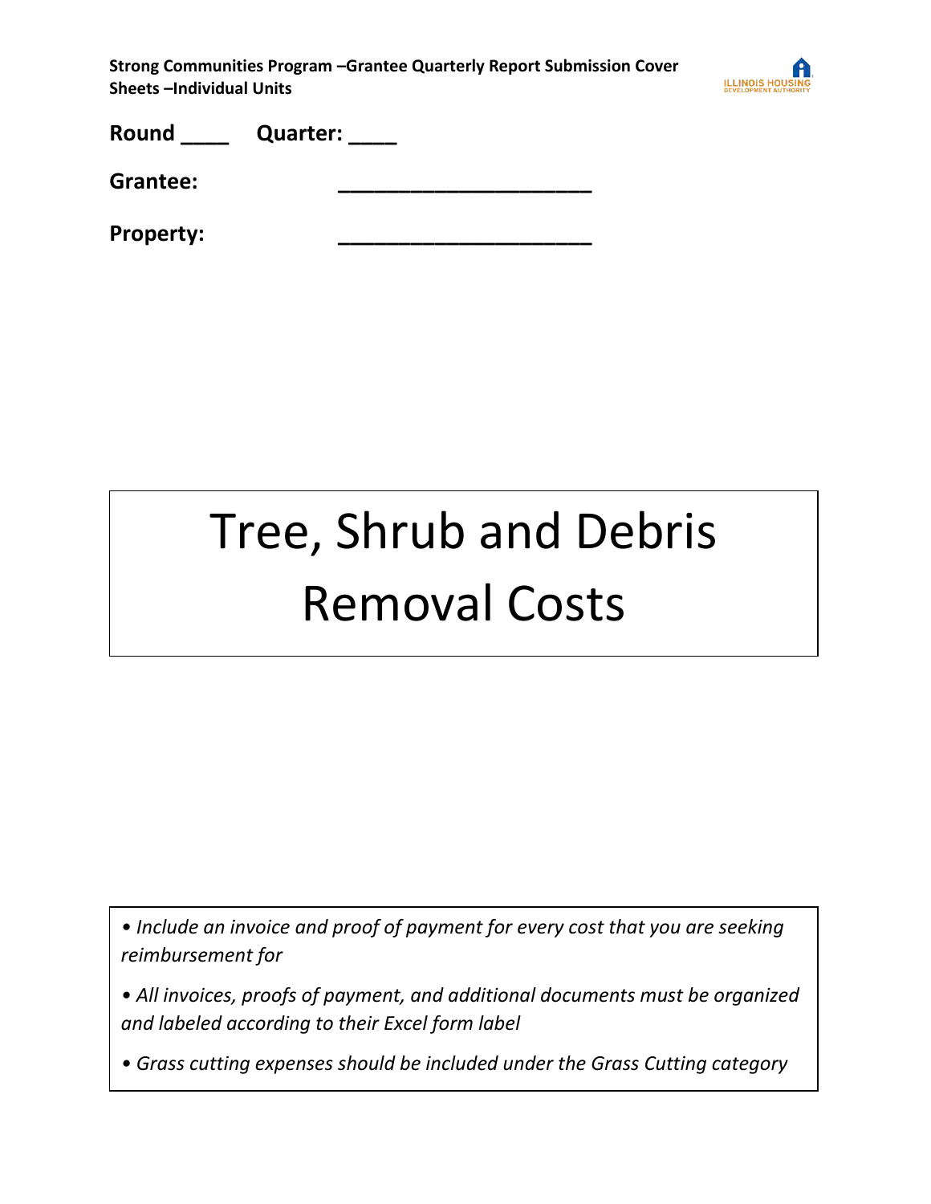**Strong Communities Program –Grantee Quarterly Report Submission Cover Sheets –Individual Units**

**Round ____ Quarter: ____**

**Grantee:** ______________________

**Property:** ______________________

# Tree, Shrub and Debris Removal Costs

- *Include an invoice and proof of payment for every cost that you are seeking reimbursement for*
- *All invoices, proofs of payment, and additional documents must be organized and labeled according to their Excel form label*
- *Grass cutting expenses should be included under the Grass Cutting category*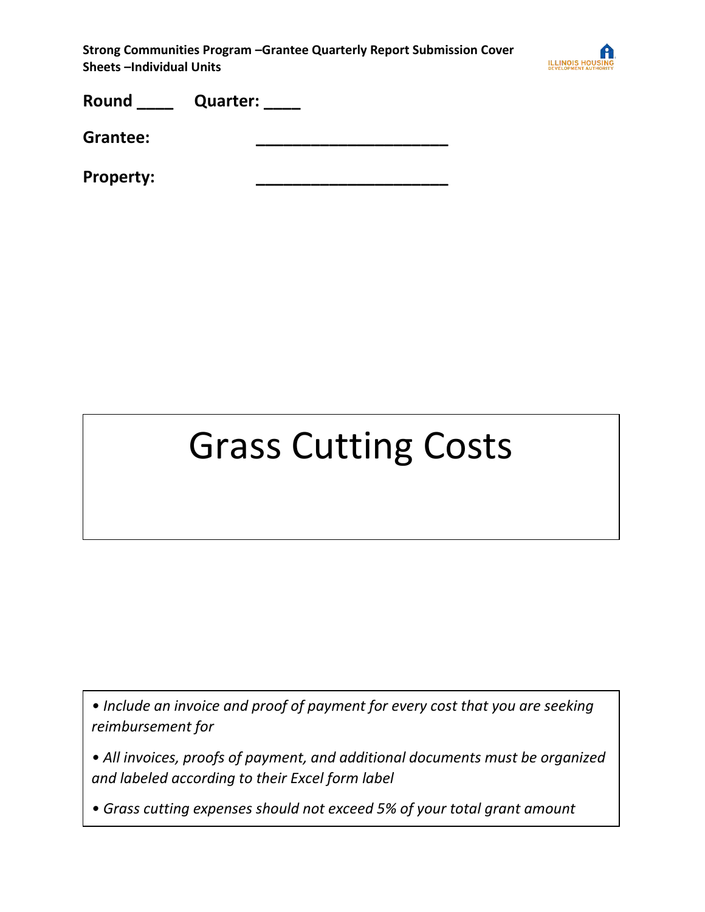**Strong Communities Program –Grantee Quarterly Report Submission Cover Sheets –Individual Units**

**Round ____ Quarter: ____**

**Grantee:** ______________________

**Property:** ______________________

# Grass Cutting Costs

- *Include an invoice and proof of payment for every cost that you are seeking reimbursement for*
- *All invoices, proofs of payment, and additional documents must be organized and labeled according to their Excel form label*
- *Grass cutting expenses should not exceed 5% of your total grant amount*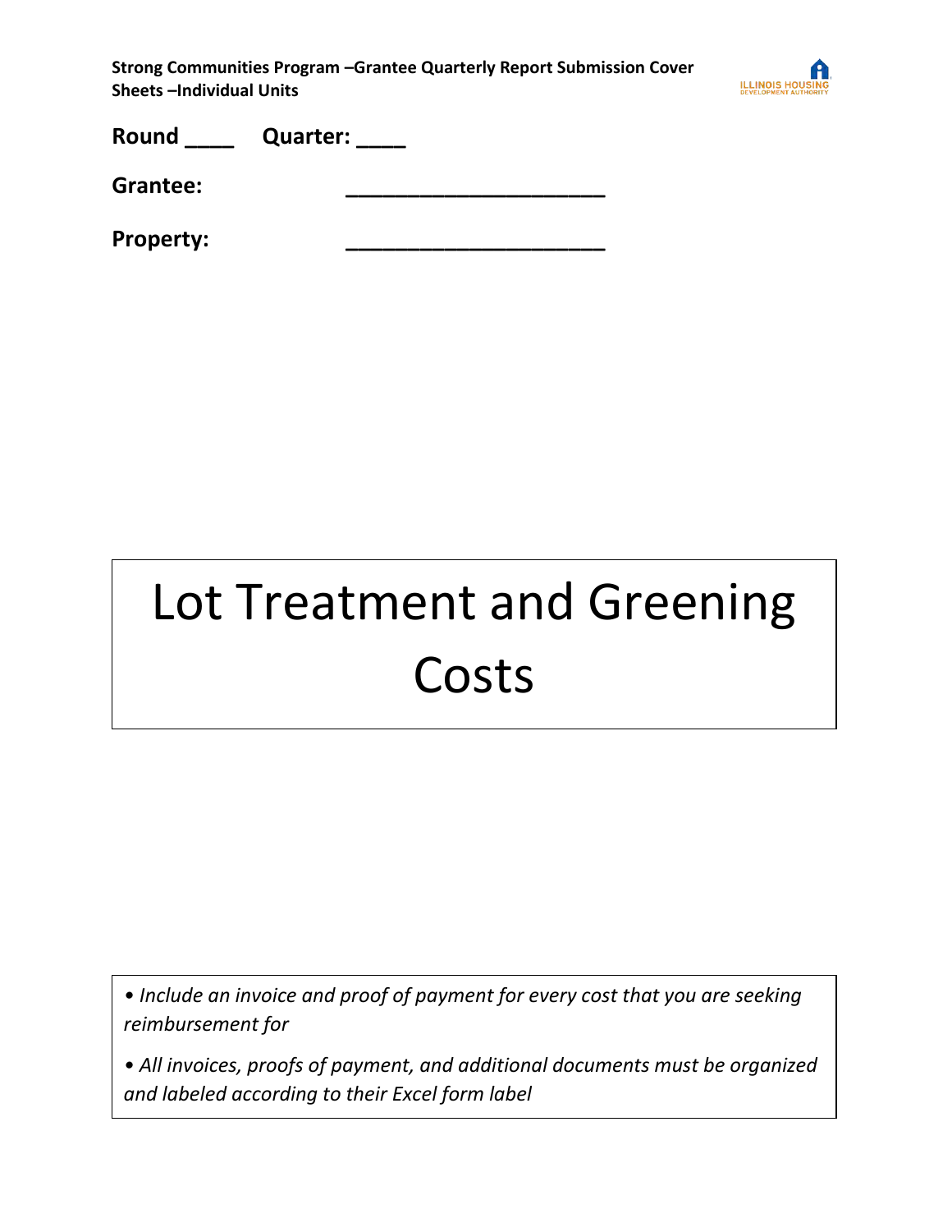**Strong Communities Program –Grantee Quarterly Report Submission Cover Sheets –Individual Units**

**Round ____ Quarter: ____**

**Grantee:** ______________________

**Property:** ______________________

# Lot Treatment and Greening Costs

- *Include an invoice and proof of payment for every cost that you are seeking reimbursement for*
- *All invoices, proofs of payment, and additional documents must be organized and labeled according to their Excel form label*